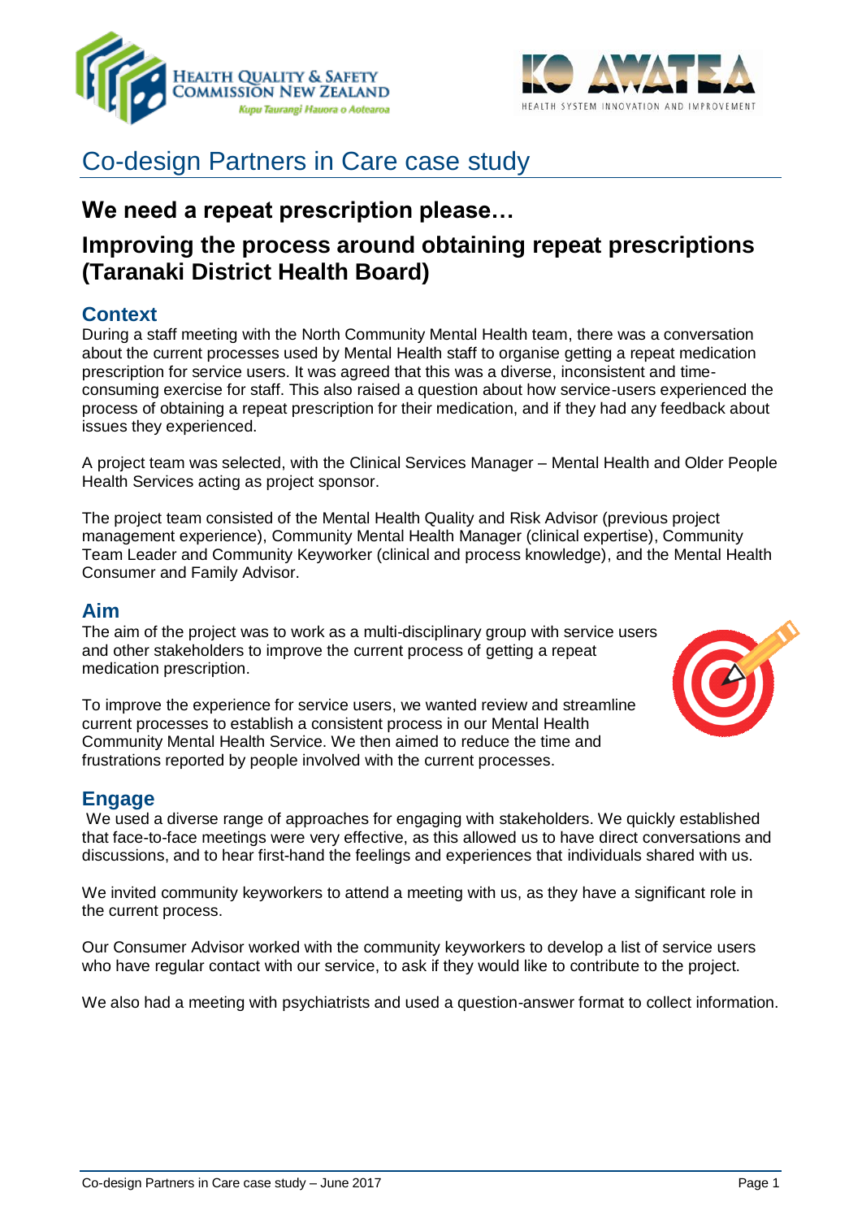# Co-design Partners in Care case study

## We need a repeat prescription please…

## Improving the process around obtaining repeat prescriptions (Taranaki District Health Board)

### Context

During a staff meeting with the North Community Mental Health team, there was a conversation about the current processes used by Mental Health staff to organise getting a repeat medication prescription for service users. It was agreed that this was a diverse, inconsistent and time-consuming exercise for staff. This also raised a question about how service-users experienced the process of obtaining a repeat prescription for their medication, and if they had any feedback about issues they experienced.

A project team was selected, with the Clinical Services Manager – Mental Health and Older People Health Services acting as project sponsor.

The project team consisted of the Mental Health Quality and Risk Advisor (previous project management experience), Community Mental Health Manager (clinical expertise), Community Team Leader and Community Keyworker (clinical and process knowledge), and the Mental Health Consumer and Family Advisor.

### Aim

The aim of the project was to work as a multi-disciplinary group with service users and other stakeholders to improve the current process of getting a repeat medication prescription.

To improve the experience for service users, we wanted review and streamline current processes to establish a consistent process in our Mental Health Community Mental Health Service. We then aimed to reduce the time and frustrations reported by people involved with the current processes.

### Engage

We used a diverse range of approaches for engaging with stakeholders. We quickly established that face-to-face meetings were very effective, as this allowed us to have direct conversations and discussions, and to hear first-hand the feelings and experiences that individuals shared with us.

We invited community keyworkers to attend a meeting with us, as they have a significant role in the current process.

Our Consumer Advisor worked with the community keyworkers to develop a list of service users who have regular contact with our service, to ask if they would like to contribute to the project.

We also had a meeting with psychiatrists and used a question-answer format to collect information.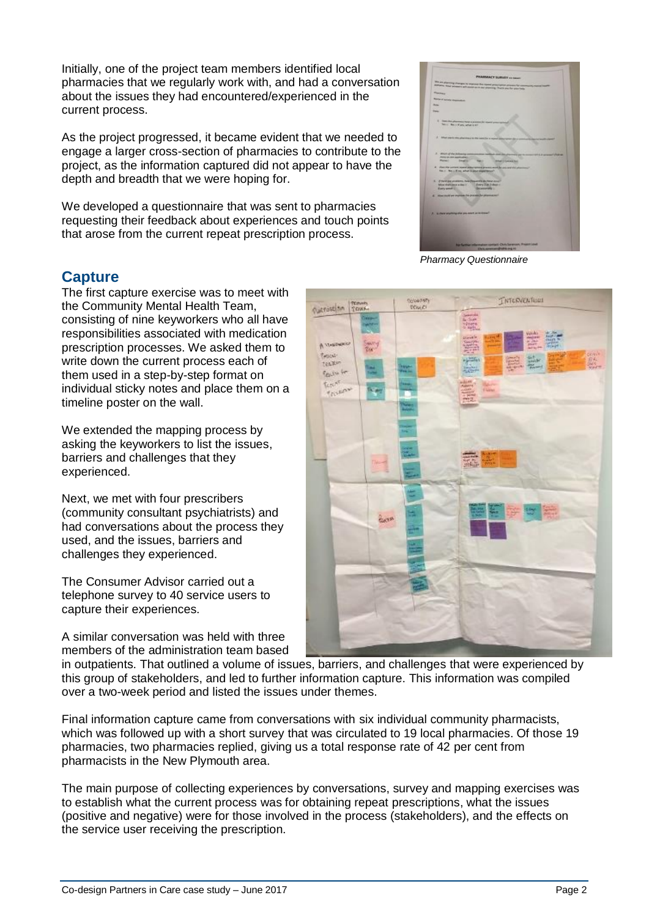Initially, one of the project team members identified local pharmacies that we regularly work with, and had a conversation about the issues they had encountered/experienced in the current process.

As the project progressed, it became evident that we needed to engage a larger cross-section of pharmacies to contribute to the project, as the information captured did not appear to have the depth and breadth that we were hoping for.

We developed a questionnaire that was sent to pharmacies requesting their feedback about experiences and touch points that arose from the current repeat prescription process.

*Pharmacy Questionnaire*

## Capture

The first capture exercise was to meet with the Community Mental Health Team, consisting of nine keyworkers who all have responsibilities associated with medication prescription processes. We asked them to write down the current process each of them used in a step-by-step format on individual sticky notes and place them on a timeline poster on the wall.

We extended the mapping process by asking the keyworkers to list the issues, barriers and challenges that they experienced.

Next, we met with four prescribers (community consultant psychiatrists) and had conversations about the process they used, and the issues, barriers and challenges they experienced.

The Consumer Advisor carried out a telephone survey to 40 service users to capture their experiences.

A similar conversation was held with three members of the administration team based in outpatients. That outlined a volume of issues, barriers, and challenges that were experienced by this group of stakeholders, and led to further information capture. This information was compiled over a two-week period and listed the issues under themes.

Final information capture came from conversations with six individual community pharmacists, which was followed up with a short survey that was circulated to 19 local pharmacies. Of those 19 pharmacies, two pharmacies replied, giving us a total response rate of 42 per cent from pharmacists in the New Plymouth area.

The main purpose of collecting experiences by conversations, survey and mapping exercises was to establish what the current process was for obtaining repeat prescriptions, what the issues (positive and negative) were for those involved in the process (stakeholders), and the effects on the service user receiving the prescription.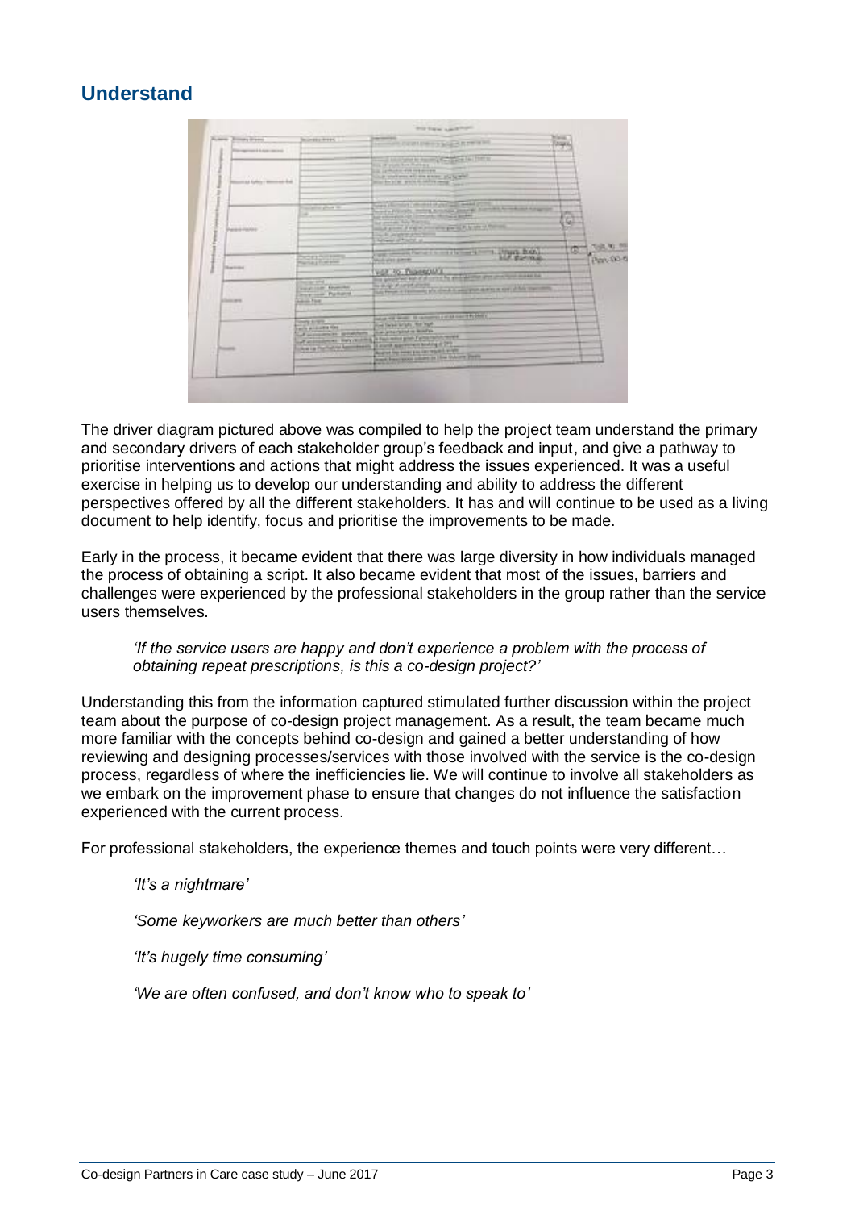## Understand

The driver diagram pictured above was compiled to help the project team understand the primary and secondary drivers of each stakeholder group's feedback and input, and give a pathway to prioritise interventions and actions that might address the issues experienced. It was a useful exercise in helping us to develop our understanding and ability to address the different perspectives offered by all the different stakeholders. It has and will continue to be used as a living document to help identify, focus and prioritise the improvements to be made.

Early in the process, it became evident that there was large diversity in how individuals managed the process of obtaining a script. It also became evident that most of the issues, barriers and challenges were experienced by the professional stakeholders in the group rather than the service users themselves.

> *'If the service users are happy and don't experience a problem with the process of obtaining repeat prescriptions, is this a co-design project?'*

Understanding this from the information captured stimulated further discussion within the project team about the purpose of co-design project management. As a result, the team became much more familiar with the concepts behind co-design and gained a better understanding of how reviewing and designing processes/services with those involved with the service is the co-design process, regardless of where the inefficiencies lie. We will continue to involve all stakeholders as we embark on the improvement phase to ensure that changes do not influence the satisfaction experienced with the current process.

For professional stakeholders, the experience themes and touch points were very different…

> *'It's a nightmare'*
>
> *'Some keyworkers are much better than others'*
>
> *'It's hugely time consuming'*
>
> *'We are often confused, and don't know who to speak to'*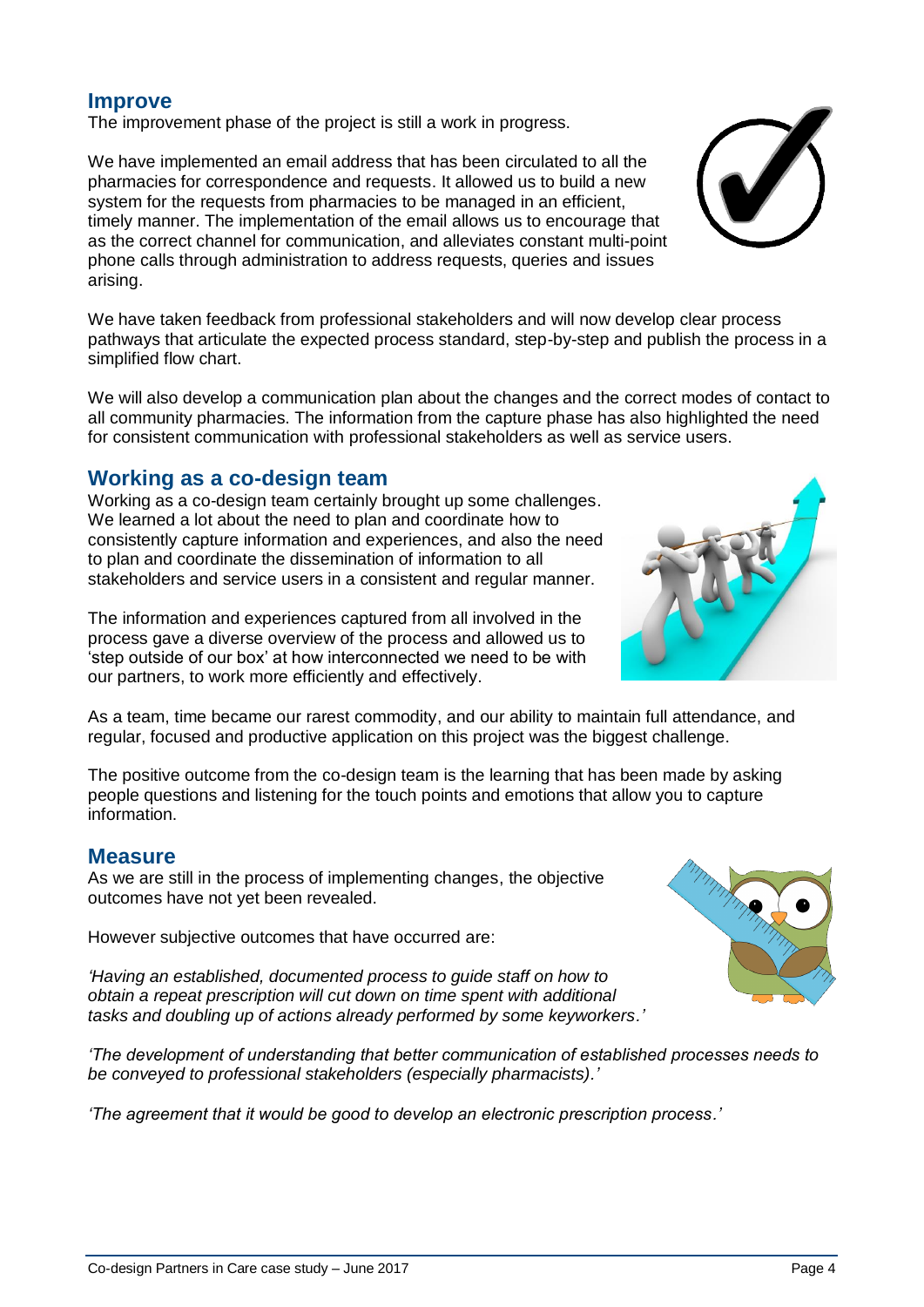## Improve

The improvement phase of the project is still a work in progress.

We have implemented an email address that has been circulated to all the pharmacies for correspondence and requests. It allowed us to build a new system for the requests from pharmacies to be managed in an efficient, timely manner. The implementation of the email allows us to encourage that as the correct channel for communication, and alleviates constant multi-point phone calls through administration to address requests, queries and issues arising.

We have taken feedback from professional stakeholders and will now develop clear process pathways that articulate the expected process standard, step-by-step and publish the process in a simplified flow chart.

We will also develop a communication plan about the changes and the correct modes of contact to all community pharmacies. The information from the capture phase has also highlighted the need for consistent communication with professional stakeholders as well as service users.

## Working as a co-design team

Working as a co-design team certainly brought up some challenges. We learned a lot about the need to plan and coordinate how to consistently capture information and experiences, and also the need to plan and coordinate the dissemination of information to all stakeholders and service users in a consistent and regular manner.

The information and experiences captured from all involved in the process gave a diverse overview of the process and allowed us to 'step outside of our box' at how interconnected we need to be with our partners, to work more efficiently and effectively.

As a team, time became our rarest commodity, and our ability to maintain full attendance, and regular, focused and productive application on this project was the biggest challenge.

The positive outcome from the co-design team is the learning that has been made by asking people questions and listening for the touch points and emotions that allow you to capture information.

## Measure

As we are still in the process of implementing changes, the objective outcomes have not yet been revealed.

However subjective outcomes that have occurred are:

*'Having an established, documented process to guide staff on how to obtain a repeat prescription will cut down on time spent with additional tasks and doubling up of actions already performed by some keyworkers.'*

*'The development of understanding that better communication of established processes needs to be conveyed to professional stakeholders (especially pharmacists).'*

*'The agreement that it would be good to develop an electronic prescription process.'*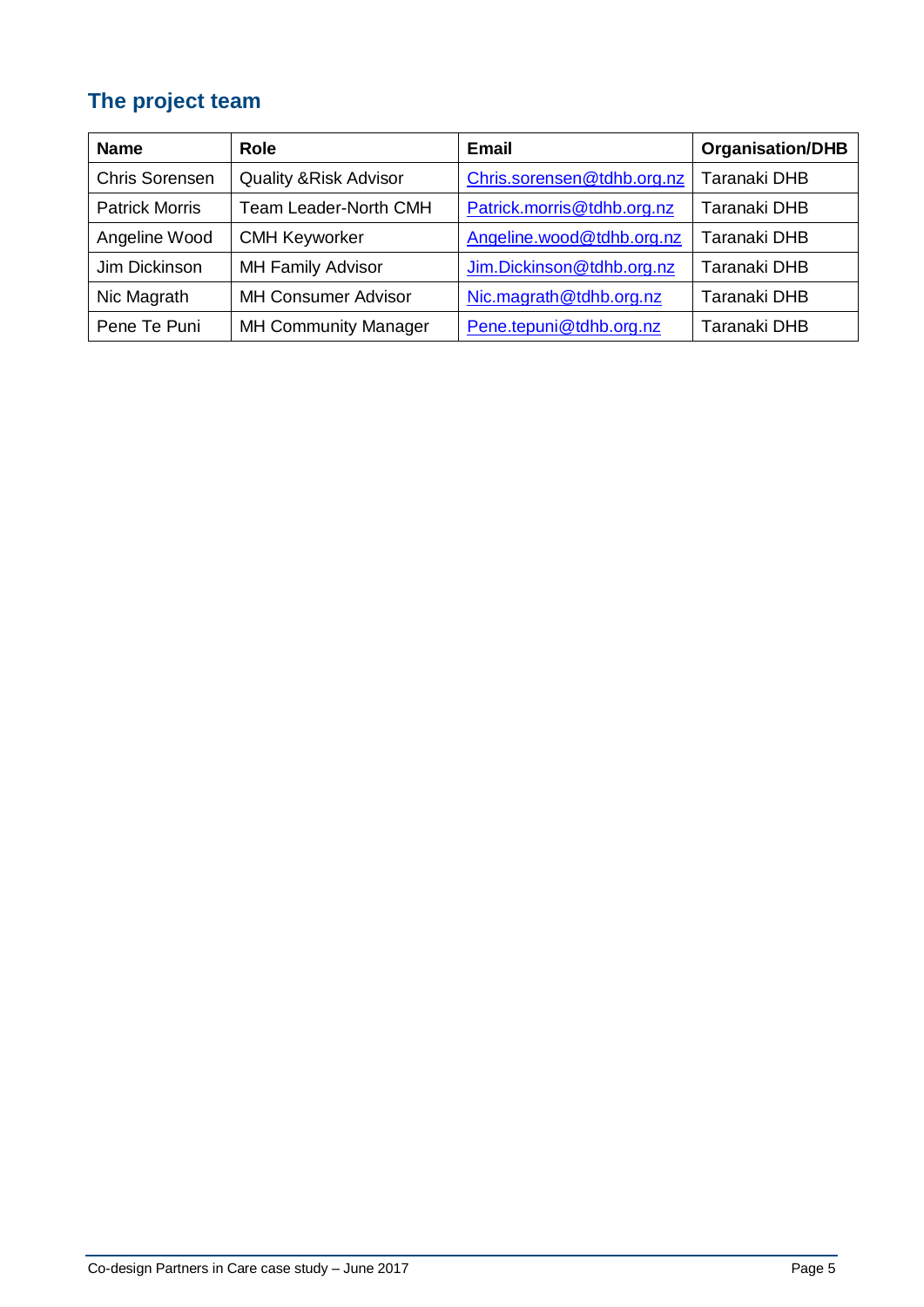## The project team

| Name | Role | Email | Organisation/DHB |
| --- | --- | --- | --- |
| Chris Sorensen | Quality &Risk Advisor | Chris.sorensen@tdhb.org.nz | Taranaki DHB |
| Patrick Morris | Team Leader-North CMH | Patrick.morris@tdhb.org.nz | Taranaki DHB |
| Angeline Wood | CMH Keyworker | Angeline.wood@tdhb.org.nz | Taranaki DHB |
| Jim Dickinson | MH Family Advisor | Jim.Dickinson@tdhb.org.nz | Taranaki DHB |
| Nic Magrath | MH Consumer Advisor | Nic.magrath@tdhb.org.nz | Taranaki DHB |
| Pene Te Puni | MH Community Manager | Pene.tepuni@tdhb.org.nz | Taranaki DHB |